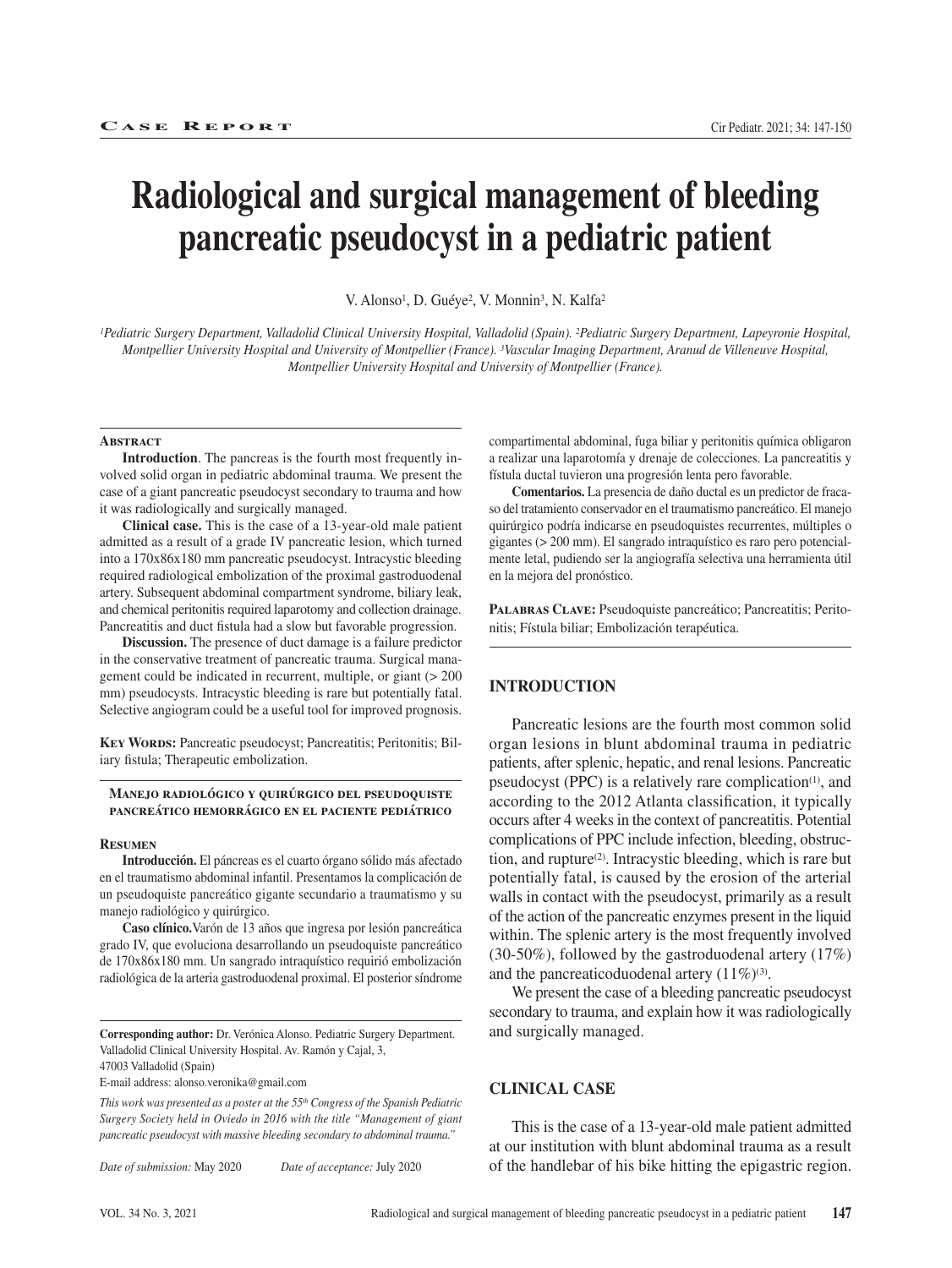Case Report

# Radiological and surgical management of bleeding pancreatic pseudocyst in a pediatric patient

V. Alonso[1], D. Guéye[2], V. Monnin[3], N. Kalfa[2]

*[1]Pediatric Surgery Department, Valladolid Clinical University Hospital, Valladolid (Spain). [2]Pediatric Surgery Department, Lapeyronie Hospital, Montpellier University Hospital and University of Montpellier (France). [3]Vascular Imaging Department, Aranud de Villeneuve Hospital, Montpellier University Hospital and University of Montpellier (France).*

## Abstract

**Introduction**. The pancreas is the fourth most frequently involved solid organ in pediatric abdominal trauma. We present the case of a giant pancreatic pseudocyst secondary to trauma and how it was radiologically and surgically managed.

**Clinical case.** This is the case of a 13-year-old male patient admitted as a result of a grade IV pancreatic lesion, which turned into a 170x86x180 mm pancreatic pseudocyst. Intracystic bleeding required radiological embolization of the proximal gastroduodenal artery. Subsequent abdominal compartment syndrome, biliary leak, and chemical peritonitis required laparotomy and collection drainage. Pancreatitis and duct fistula had a slow but favorable progression.

**Discussion.** The presence of duct damage is a failure predictor in the conservative treatment of pancreatic trauma. Surgical management could be indicated in recurrent, multiple, or giant (> 200 mm) pseudocysts. Intracystic bleeding is rare but potentially fatal. Selective angiogram could be a useful tool for improved prognosis.

**Key Words:** Pancreatic pseudocyst; Pancreatitis; Peritonitis; Biliary fistula; Therapeutic embolization.

### Manejo radiológico y quirúrgico del pseudoquiste pancreático hemorrágico en el paciente pediátrico

## Resumen

**Introducción.** El páncreas es el cuarto órgano sólido más afectado en el traumatismo abdominal infantil. Presentamos la complicación de un pseudoquiste pancreático gigante secundario a traumatismo y su manejo radiológico y quirúrgico.

**Caso clínico.** Varón de 13 años que ingresa por lesión pancreática grado IV, que evoluciona desarrollando un pseudoquiste pancreático de 170x86x180 mm. Un sangrado intraquístico requirió embolización radiológica de la arteria gastroduodenal proximal. El posterior síndrome compartimental abdominal, fuga biliar y peritonitis química obligaron a realizar una laparotomía y drenaje de colecciones. La pancreatitis y fístula ductal tuvieron una progresión lenta pero favorable.

**Comentarios.** La presencia de daño ductal es un predictor de fracaso del tratamiento conservador en el traumatismo pancreático. El manejo quirúrgico podría indicarse en pseudoquistes recurrentes, múltiples o gigantes (> 200 mm). El sangrado intraquístico es raro pero potencialmente letal, pudiendo ser la angiografía selectiva una herramienta útil en la mejora del pronóstico.

**Palabras Clave:** Pseudoquiste pancreático; Pancreatitis; Peritonitis; Fístula biliar; Embolización terapéutica.

**Corresponding author:** Dr. Verónica Alonso. Pediatric Surgery Department. Valladolid Clinical University Hospital. Av. Ramón y Cajal, 3, 47003 Valladolid (Spain)
E-mail address: alonso.veronika@gmail.com

*This work was presented as a poster at the 55th Congress of the Spanish Pediatric Surgery Society held in Oviedo in 2016 with the title "Management of giant pancreatic pseudocyst with massive bleeding secondary to abdominal trauma."*

*Date of submission:* May 2020 *Date of acceptance:* July 2020

## INTRODUCTION

Pancreatic lesions are the fourth most common solid organ lesions in blunt abdominal trauma in pediatric patients, after splenic, hepatic, and renal lesions. Pancreatic pseudocyst (PPC) is a relatively rare complication[1], and according to the 2012 Atlanta classification, it typically occurs after 4 weeks in the context of pancreatitis. Potential complications of PPC include infection, bleeding, obstruction, and rupture[2]. Intracystic bleeding, which is rare but potentially fatal, is caused by the erosion of the arterial walls in contact with the pseudocyst, primarily as a result of the action of the pancreatic enzymes present in the liquid within. The splenic artery is the most frequently involved (30-50%), followed by the gastroduodenal artery (17%) and the pancreaticoduodenal artery (11%)[3].

We present the case of a bleeding pancreatic pseudocyst secondary to trauma, and explain how it was radiologically and surgically managed.

## CLINICAL CASE

This is the case of a 13-year-old male patient admitted at our institution with blunt abdominal trauma as a result of the handlebar of his bike hitting the epigastric region.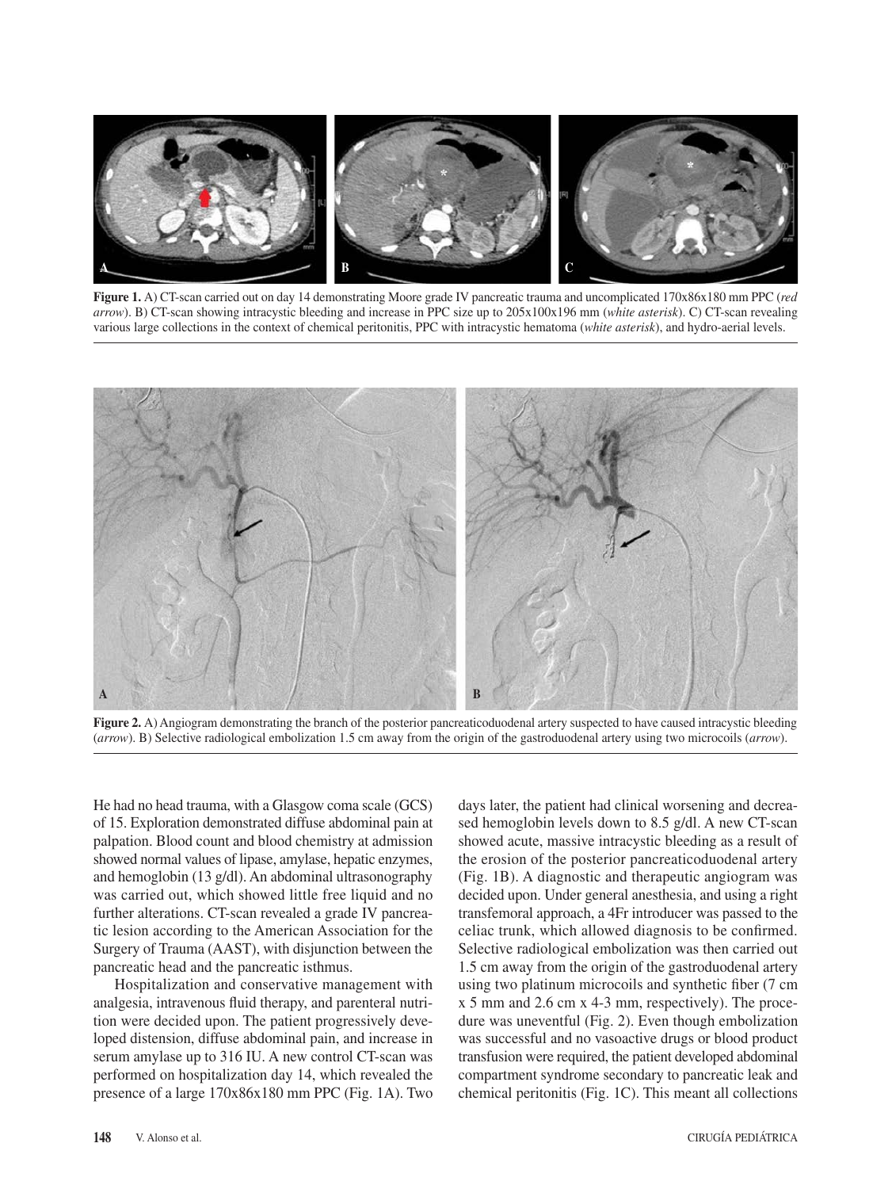**Figure 1.** A) CT-scan carried out on day 14 demonstrating Moore grade IV pancreatic trauma and uncomplicated 170x86x180 mm PPC (*red arrow*). B) CT-scan showing intracystic bleeding and increase in PPC size up to 205x100x196 mm (*white asterisk*). C) CT-scan revealing various large collections in the context of chemical peritonitis, PPC with intracystic hematoma (*white asterisk*), and hydro-aerial levels.

**Figure 2.** A) Angiogram demonstrating the branch of the posterior pancreaticoduodenal artery suspected to have caused intracystic bleeding (*arrow*). B) Selective radiological embolization 1.5 cm away from the origin of the gastroduodenal artery using two microcoils (*arrow*).

He had no head trauma, with a Glasgow coma scale (GCS) of 15. Exploration demonstrated diffuse abdominal pain at palpation. Blood count and blood chemistry at admission showed normal values of lipase, amylase, hepatic enzymes, and hemoglobin (13 g/dl). An abdominal ultrasonography was carried out, which showed little free liquid and no further alterations. CT-scan revealed a grade IV pancreatic lesion according to the American Association for the Surgery of Trauma (AAST), with disjunction between the pancreatic head and the pancreatic isthmus.

Hospitalization and conservative management with analgesia, intravenous fluid therapy, and parenteral nutrition were decided upon. The patient progressively developed distension, diffuse abdominal pain, and increase in serum amylase up to 316 IU. A new control CT-scan was performed on hospitalization day 14, which revealed the presence of a large 170x86x180 mm PPC (Fig. 1A). Two days later, the patient had clinical worsening and decreased hemoglobin levels down to 8.5 g/dl. A new CT-scan showed acute, massive intracystic bleeding as a result of the erosion of the posterior pancreaticoduodenal artery (Fig. 1B). A diagnostic and therapeutic angiogram was decided upon. Under general anesthesia, and using a right transfemoral approach, a 4Fr introducer was passed to the celiac trunk, which allowed diagnosis to be confirmed. Selective radiological embolization was then carried out 1.5 cm away from the origin of the gastroduodenal artery using two platinum microcoils and synthetic fiber (7 cm x 5 mm and 2.6 cm x 4-3 mm, respectively). The procedure was uneventful (Fig. 2). Even though embolization was successful and no vasoactive drugs or blood product transfusion were required, the patient developed abdominal compartment syndrome secondary to pancreatic leak and chemical peritonitis (Fig. 1C). This meant all collections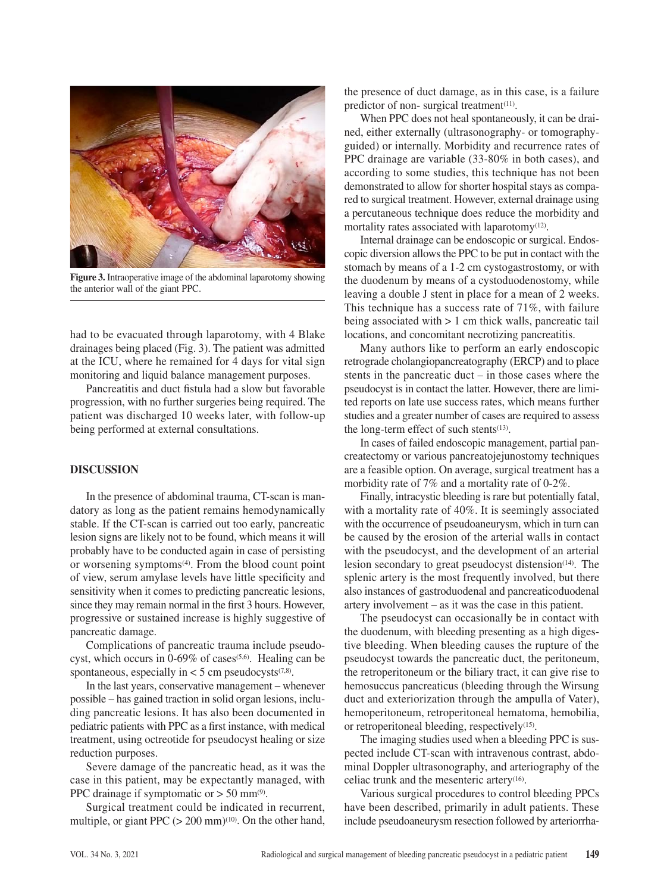Figure 3. Intraoperative image of the abdominal laparotomy showing the anterior wall of the giant PPC.

had to be evacuated through laparotomy, with 4 Blake drainages being placed (Fig. 3). The patient was admitted at the ICU, where he remained for 4 days for vital sign monitoring and liquid balance management purposes.

Pancreatitis and duct fistula had a slow but favorable progression, with no further surgeries being required. The patient was discharged 10 weeks later, with follow-up being performed at external consultations.

## DISCUSSION

In the presence of abdominal trauma, CT-scan is mandatory as long as the patient remains hemodynamically stable. If the CT-scan is carried out too early, pancreatic lesion signs are likely not to be found, which means it will probably have to be conducted again in case of persisting or worsening symptoms[4]. From the blood count point of view, serum amylase levels have little specificity and sensitivity when it comes to predicting pancreatic lesions, since they may remain normal in the first 3 hours. However, progressive or sustained increase is highly suggestive of pancreatic damage.

Complications of pancreatic trauma include pseudocyst, which occurs in 0-69% of cases[5,6]. Healing can be spontaneous, especially in < 5 cm pseudocysts[7,8].

In the last years, conservative management – whenever possible – has gained traction in solid organ lesions, including pancreatic lesions. It has also been documented in pediatric patients with PPC as a first instance, with medical treatment, using octreotide for pseudocyst healing or size reduction purposes.

Severe damage of the pancreatic head, as it was the case in this patient, may be expectantly managed, with PPC drainage if symptomatic or > 50 mm[9].

Surgical treatment could be indicated in recurrent, multiple, or giant PPC (> 200 mm)[10]. On the other hand, the presence of duct damage, as in this case, is a failure predictor of non- surgical treatment[11].

When PPC does not heal spontaneously, it can be drained, either externally (ultrasonography- or tomography-guided) or internally. Morbidity and recurrence rates of PPC drainage are variable (33-80% in both cases), and according to some studies, this technique has not been demonstrated to allow for shorter hospital stays as compared to surgical treatment. However, external drainage using a percutaneous technique does reduce the morbidity and mortality rates associated with laparotomy[12].

Internal drainage can be endoscopic or surgical. Endoscopic diversion allows the PPC to be put in contact with the stomach by means of a 1-2 cm cystogastrostomy, or with the duodenum by means of a cystoduodenostomy, while leaving a double J stent in place for a mean of 2 weeks. This technique has a success rate of 71%, with failure being associated with > 1 cm thick walls, pancreatic tail locations, and concomitant necrotizing pancreatitis.

Many authors like to perform an early endoscopic retrograde cholangiopancreatography (ERCP) and to place stents in the pancreatic duct – in those cases where the pseudocyst is in contact the latter. However, there are limited reports on late use success rates, which means further studies and a greater number of cases are required to assess the long-term effect of such stents[13].

In cases of failed endoscopic management, partial pancreatectomy or various pancreatojejunostomy techniques are a feasible option. On average, surgical treatment has a morbidity rate of 7% and a mortality rate of 0-2%.

Finally, intracystic bleeding is rare but potentially fatal, with a mortality rate of 40%. It is seemingly associated with the occurrence of pseudoaneurysm, which in turn can be caused by the erosion of the arterial walls in contact with the pseudocyst, and the development of an arterial lesion secondary to great pseudocyst distension[14]. The splenic artery is the most frequently involved, but there also instances of gastroduodenal and pancreaticoduodenal artery involvement – as it was the case in this patient.

The pseudocyst can occasionally be in contact with the duodenum, with bleeding presenting as a high digestive bleeding. When bleeding causes the rupture of the pseudocyst towards the pancreatic duct, the peritoneum, the retroperitoneum or the biliary tract, it can give rise to hemosuccus pancreaticus (bleeding through the Wirsung duct and exteriorization through the ampulla of Vater), hemoperitoneum, retroperitoneal hematoma, hemobilia, or retroperitoneal bleeding, respectively[15].

The imaging studies used when a bleeding PPC is suspected include CT-scan with intravenous contrast, abdominal Doppler ultrasonography, and arteriography of the celiac trunk and the mesenteric artery[16].

Various surgical procedures to control bleeding PPCs have been described, primarily in adult patients. These include pseudoaneurysm resection followed by arteriorrha-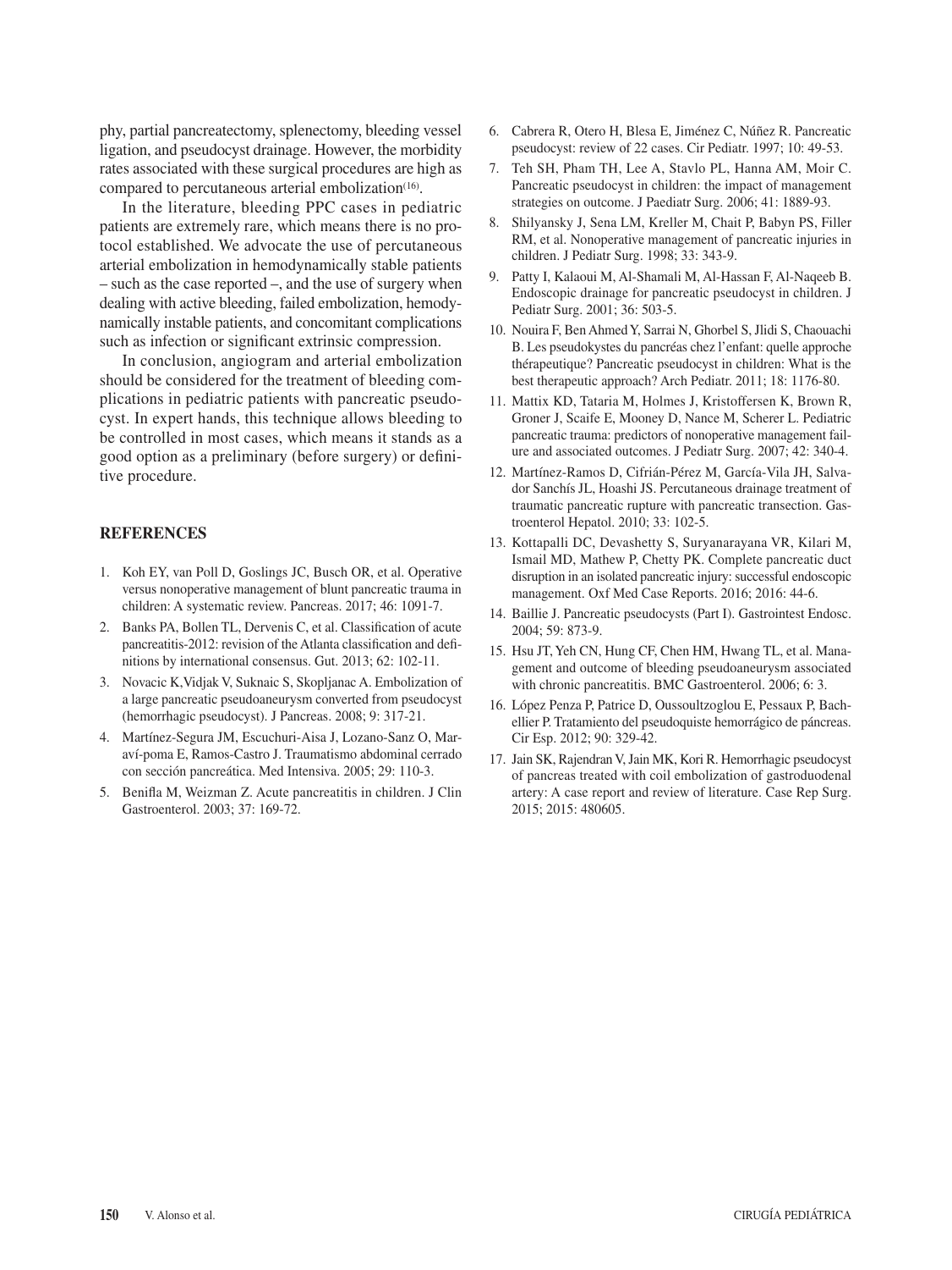phy, partial pancreatectomy, splenectomy, bleeding vessel ligation, and pseudocyst drainage. However, the morbidity rates associated with these surgical procedures are high as compared to percutaneous arterial embolization[16].

In the literature, bleeding PPC cases in pediatric patients are extremely rare, which means there is no protocol established. We advocate the use of percutaneous arterial embolization in hemodynamically stable patients – such as the case reported –, and the use of surgery when dealing with active bleeding, failed embolization, hemodynamically instable patients, and concomitant complications such as infection or significant extrinsic compression.

In conclusion, angiogram and arterial embolization should be considered for the treatment of bleeding complications in pediatric patients with pancreatic pseudocyst. In expert hands, this technique allows bleeding to be controlled in most cases, which means it stands as a good option as a preliminary (before surgery) or definitive procedure.

## REFERENCES

1. Koh EY, van Poll D, Goslings JC, Busch OR, et al. Operative versus nonoperative management of blunt pancreatic trauma in children: A systematic review. Pancreas. 2017; 46: 1091-7.
2. Banks PA, Bollen TL, Dervenis C, et al. Classification of acute pancreatitis-2012: revision of the Atlanta classification and definitions by international consensus. Gut. 2013; 62: 102-11.
3. Novacic K,Vidjak V, Suknaic S, Skopljanac A. Embolization of a large pancreatic pseudoaneurysm converted from pseudocyst (hemorrhagic pseudocyst). J Pancreas. 2008; 9: 317-21.
4. Martínez-Segura JM, Escuchuri-Aisa J, Lozano-Sanz O, Maraví-poma E, Ramos-Castro J. Traumatismo abdominal cerrado con sección pancreática. Med Intensiva. 2005; 29: 110-3.
5. Benifla M, Weizman Z. Acute pancreatitis in children. J Clin Gastroenterol. 2003; 37: 169-72.
6. Cabrera R, Otero H, Blesa E, Jiménez C, Núñez R. Pancreatic pseudocyst: review of 22 cases. Cir Pediatr. 1997; 10: 49-53.
7. Teh SH, Pham TH, Lee A, Stavlo PL, Hanna AM, Moir C. Pancreatic pseudocyst in children: the impact of management strategies on outcome. J Paediatr Surg. 2006; 41: 1889-93.
8. Shilyansky J, Sena LM, Kreller M, Chait P, Babyn PS, Filler RM, et al. Nonoperative management of pancreatic injuries in children. J Pediatr Surg. 1998; 33: 343-9.
9. Patty I, Kalaoui M, Al-Shamali M, Al-Hassan F, Al-Naqeeb B. Endoscopic drainage for pancreatic pseudocyst in children. J Pediatr Surg. 2001; 36: 503-5.
10. Nouira F, Ben Ahmed Y, Sarrai N, Ghorbel S, Jlidi S, Chaouachi B. Les pseudokystes du pancréas chez l'enfant: quelle approche thérapeutique? Pancreatic pseudocyst in children: What is the best therapeutic approach? Arch Pediatr. 2011; 18: 1176-80.
11. Mattix KD, Tataria M, Holmes J, Kristoffersen K, Brown R, Groner J, Scaife E, Mooney D, Nance M, Scherer L. Pediatric pancreatic trauma: predictors of nonoperative management failure and associated outcomes. J Pediatr Surg. 2007; 42: 340-4.
12. Martínez-Ramos D, Cifrián-Pérez M, García-Vila JH, Salvador Sanchís JL, Hoashi JS. Percutaneous drainage treatment of traumatic pancreatic rupture with pancreatic transection. Gastroenterol Hepatol. 2010; 33: 102-5.
13. Kottapalli DC, Devashetty S, Suryanarayana VR, Kilari M, Ismail MD, Mathew P, Chetty PK. Complete pancreatic duct disruption in an isolated pancreatic injury: successful endoscopic management. Oxf Med Case Reports. 2016; 2016: 44-6.
14. Baillie J. Pancreatic pseudocysts (Part I). Gastrointest Endosc. 2004; 59: 873-9.
15. Hsu JT, Yeh CN, Hung CF, Chen HM, Hwang TL, et al. Management and outcome of bleeding pseudoaneurysm associated with chronic pancreatitis. BMC Gastroenterol. 2006; 6: 3.
16. López Penza P, Patrice D, Oussoultzoglou E, Pessaux P, Bachellier P. Tratamiento del pseudoquiste hemorrágico de páncreas. Cir Esp. 2012; 90: 329-42.
17. Jain SK, Rajendran V, Jain MK, Kori R. Hemorrhagic pseudocyst of pancreas treated with coil embolization of gastroduodenal artery: A case report and review of literature. Case Rep Surg. 2015; 2015: 480605.